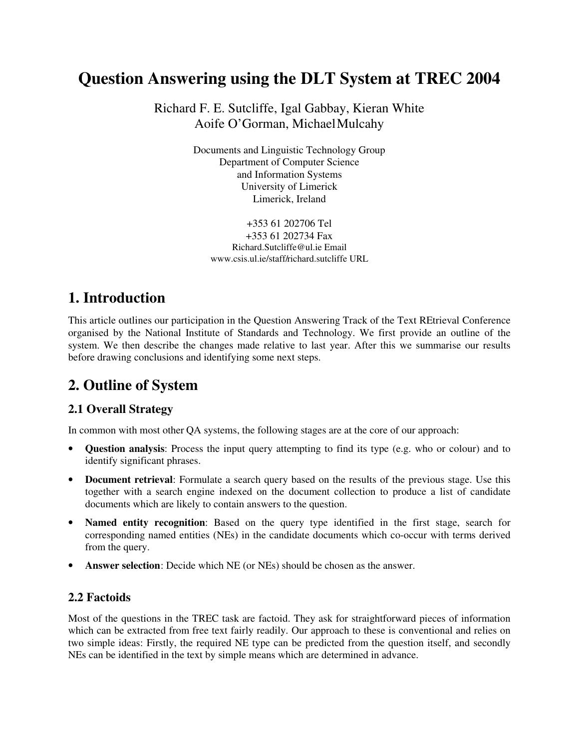# Question Answering using the DLT System at TREC 2004

Richard F. E. Sutcliffe, Igal Gabbay, Kieran White
Aoife O'Gorman, Michael Mulcahy

Documents and Linguistic Technology Group
Department of Computer Science
and Information Systems
University of Limerick
Limerick, Ireland

+353 61 202706 Tel
+353 61 202734 Fax
Richard.Sutcliffe@ul.ie Email
www.csis.ul.ie/staff/richard.sutcliffe URL

## 1. Introduction

This article outlines our participation in the Question Answering Track of the Text REtrieval Conference organised by the National Institute of Standards and Technology. We first provide an outline of the system. We then describe the changes made relative to last year. After this we summarise our results before drawing conclusions and identifying some next steps.

## 2. Outline of System

### 2.1 Overall Strategy

In common with most other QA systems, the following stages are at the core of our approach:

- **Question analysis**: Process the input query attempting to find its type (e.g. who or colour) and to identify significant phrases.
- **Document retrieval**: Formulate a search query based on the results of the previous stage. Use this together with a search engine indexed on the document collection to produce a list of candidate documents which are likely to contain answers to the question.
- **Named entity recognition**: Based on the query type identified in the first stage, search for corresponding named entities (NEs) in the candidate documents which co-occur with terms derived from the query.
- **Answer selection**: Decide which NE (or NEs) should be chosen as the answer.

### 2.2 Factoids

Most of the questions in the TREC task are factoid. They ask for straightforward pieces of information which can be extracted from free text fairly readily. Our approach to these is conventional and relies on two simple ideas: Firstly, the required NE type can be predicted from the question itself, and secondly NEs can be identified in the text by simple means which are determined in advance.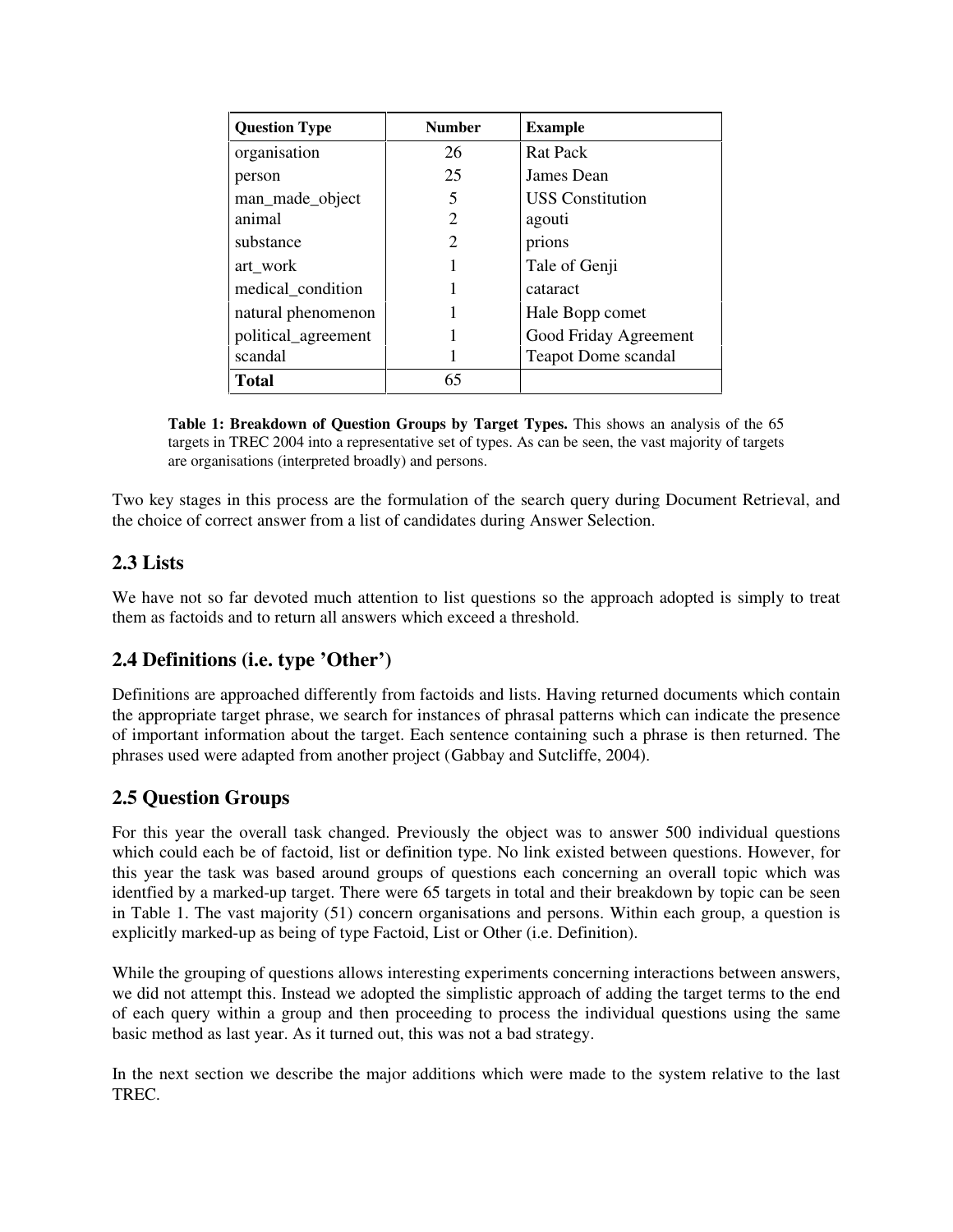| Question Type | Number | Example |
|---|---|---|
| organisation | 26 | Rat Pack |
| person | 25 | James Dean |
| man_made_object | 5 | USS Constitution |
| animal | 2 | agouti |
| substance | 2 | prions |
| art_work | 1 | Tale of Genji |
| medical_condition | 1 | cataract |
| natural phenomenon | 1 | Hale Bopp comet |
| political_agreement | 1 | Good Friday Agreement |
| scandal | 1 | Teapot Dome scandal |
| **Total** | 65 | |

**Table 1: Breakdown of Question Groups by Target Types.** This shows an analysis of the 65 targets in TREC 2004 into a representative set of types. As can be seen, the vast majority of targets are organisations (interpreted broadly) and persons.

Two key stages in this process are the formulation of the search query during Document Retrieval, and the choice of correct answer from a list of candidates during Answer Selection.

## 2.3 Lists

We have not so far devoted much attention to list questions so the approach adopted is simply to treat them as factoids and to return all answers which exceed a threshold.

## 2.4 Definitions (i.e. type 'Other')

Definitions are approached differently from factoids and lists. Having returned documents which contain the appropriate target phrase, we search for instances of phrasal patterns which can indicate the presence of important information about the target. Each sentence containing such a phrase is then returned. The phrases used were adapted from another project (Gabbay and Sutcliffe, 2004).

## 2.5 Question Groups

For this year the overall task changed. Previously the object was to answer 500 individual questions which could each be of factoid, list or definition type. No link existed between questions. However, for this year the task was based around groups of questions each concerning an overall topic which was identfied by a marked-up target. There were 65 targets in total and their breakdown by topic can be seen in Table 1. The vast majority (51) concern organisations and persons. Within each group, a question is explicitly marked-up as being of type Factoid, List or Other (i.e. Definition).

While the grouping of questions allows interesting experiments concerning interactions between answers, we did not attempt this. Instead we adopted the simplistic approach of adding the target terms to the end of each query within a group and then proceeding to process the individual questions using the same basic method as last year. As it turned out, this was not a bad strategy.

In the next section we describe the major additions which were made to the system relative to the last TREC.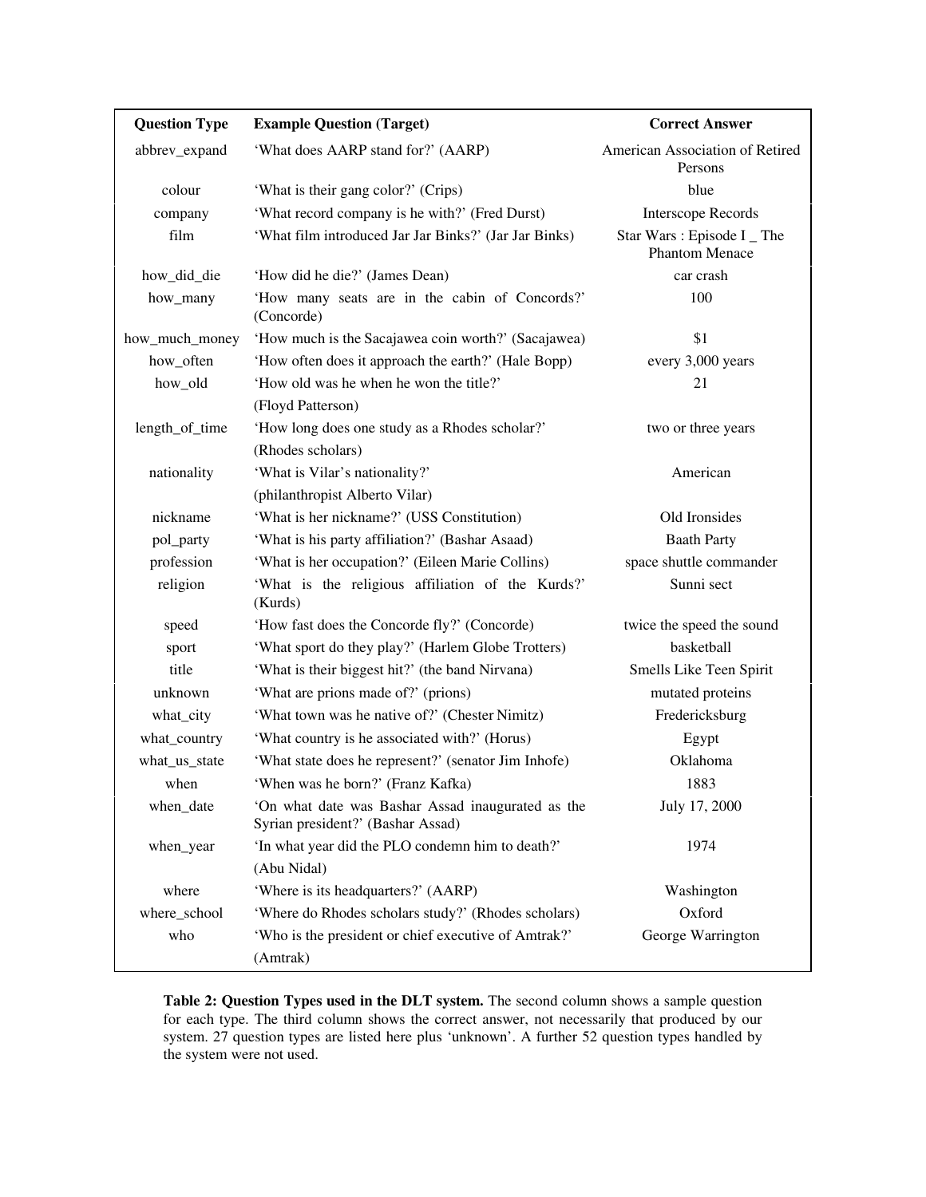| Question Type | Example Question (Target) | Correct Answer |
|---|---|---|
| abbrev_expand | 'What does AARP stand for?' (AARP) | American Association of Retired Persons |
| colour | 'What is their gang color?' (Crips) | blue |
| company | 'What record company is he with?' (Fred Durst) | Interscope Records |
| film | 'What film introduced Jar Jar Binks?' (Jar Jar Binks) | Star Wars : Episode I _ The Phantom Menace |
| how_did_die | 'How did he die?' (James Dean) | car crash |
| how_many | 'How many seats are in the cabin of Concords?' (Concorde) | 100 |
| how_much_money | 'How much is the Sacajawea coin worth?' (Sacajawea) | $1 |
| how_often | 'How often does it approach the earth?' (Hale Bopp) | every 3,000 years |
| how_old | 'How old was he when he won the title?' (Floyd Patterson) | 21 |
| length_of_time | 'How long does one study as a Rhodes scholar?' (Rhodes scholars) | two or three years |
| nationality | 'What is Vilar's nationality?' (philanthropist Alberto Vilar) | American |
| nickname | 'What is her nickname?' (USS Constitution) | Old Ironsides |
| pol_party | 'What is his party affiliation?' (Bashar Asaad) | Baath Party |
| profession | 'What is her occupation?' (Eileen Marie Collins) | space shuttle commander |
| religion | 'What is the religious affiliation of the Kurds?' (Kurds) | Sunni sect |
| speed | 'How fast does the Concorde fly?' (Concorde) | twice the speed the sound |
| sport | 'What sport do they play?' (Harlem Globe Trotters) | basketball |
| title | 'What is their biggest hit?' (the band Nirvana) | Smells Like Teen Spirit |
| unknown | 'What are prions made of?' (prions) | mutated proteins |
| what_city | 'What town was he native of?' (Chester Nimitz) | Fredericksburg |
| what_country | 'What country is he associated with?' (Horus) | Egypt |
| what_us_state | 'What state does he represent?' (senator Jim Inhofe) | Oklahoma |
| when | 'When was he born?' (Franz Kafka) | 1883 |
| when_date | 'On what date was Bashar Assad inaugurated as the Syrian president?' (Bashar Assad) | July 17, 2000 |
| when_year | 'In what year did the PLO condemn him to death?' (Abu Nidal) | 1974 |
| where | 'Where is its headquarters?' (AARP) | Washington |
| where_school | 'Where do Rhodes scholars study?' (Rhodes scholars) | Oxford |
| who | 'Who is the president or chief executive of Amtrak?' (Amtrak) | George Warrington |

**Table 2: Question Types used in the DLT system.** The second column shows a sample question for each type. The third column shows the correct answer, not necessarily that produced by our system. 27 question types are listed here plus 'unknown'. A further 52 question types handled by the system were not used.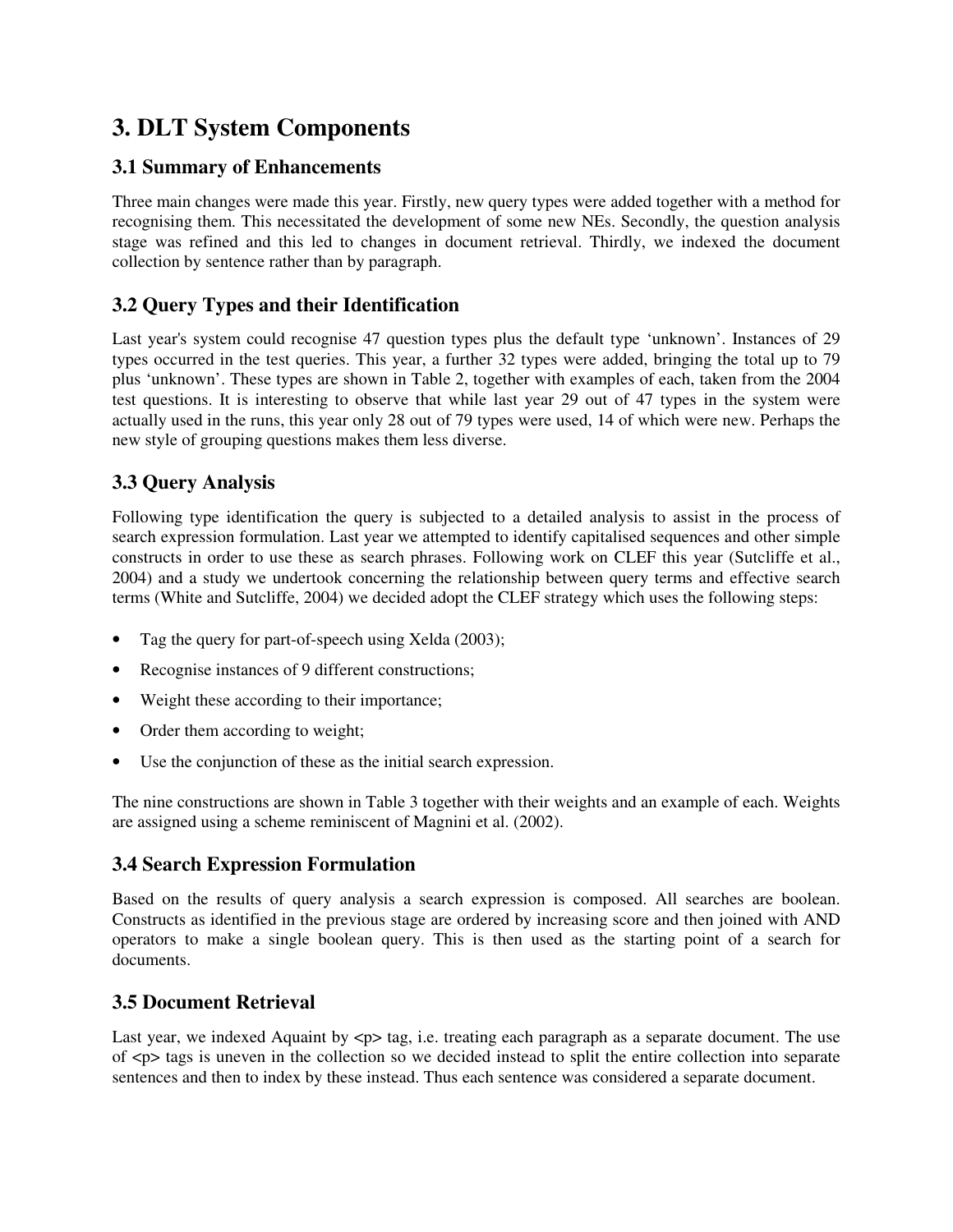# 3. DLT System Components

## 3.1 Summary of Enhancements

Three main changes were made this year. Firstly, new query types were added together with a method for recognising them. This necessitated the development of some new NEs. Secondly, the question analysis stage was refined and this led to changes in document retrieval. Thirdly, we indexed the document collection by sentence rather than by paragraph.

## 3.2 Query Types and their Identification

Last year's system could recognise 47 question types plus the default type 'unknown'. Instances of 29 types occurred in the test queries. This year, a further 32 types were added, bringing the total up to 79 plus 'unknown'. These types are shown in Table 2, together with examples of each, taken from the 2004 test questions. It is interesting to observe that while last year 29 out of 47 types in the system were actually used in the runs, this year only 28 out of 79 types were used, 14 of which were new. Perhaps the new style of grouping questions makes them less diverse.

## 3.3 Query Analysis

Following type identification the query is subjected to a detailed analysis to assist in the process of search expression formulation. Last year we attempted to identify capitalised sequences and other simple constructs in order to use these as search phrases. Following work on CLEF this year (Sutcliffe et al., 2004) and a study we undertook concerning the relationship between query terms and effective search terms (White and Sutcliffe, 2004) we decided adopt the CLEF strategy which uses the following steps:

- Tag the query for part-of-speech using Xelda (2003);
- Recognise instances of 9 different constructions;
- Weight these according to their importance;
- Order them according to weight;
- Use the conjunction of these as the initial search expression.

The nine constructions are shown in Table 3 together with their weights and an example of each. Weights are assigned using a scheme reminiscent of Magnini et al. (2002).

## 3.4 Search Expression Formulation

Based on the results of query analysis a search expression is composed. All searches are boolean. Constructs as identified in the previous stage are ordered by increasing score and then joined with AND operators to make a single boolean query. This is then used as the starting point of a search for documents.

## 3.5 Document Retrieval

Last year, we indexed Aquaint by <p> tag, i.e. treating each paragraph as a separate document. The use of <p> tags is uneven in the collection so we decided instead to split the entire collection into separate sentences and then to index by these instead. Thus each sentence was considered a separate document.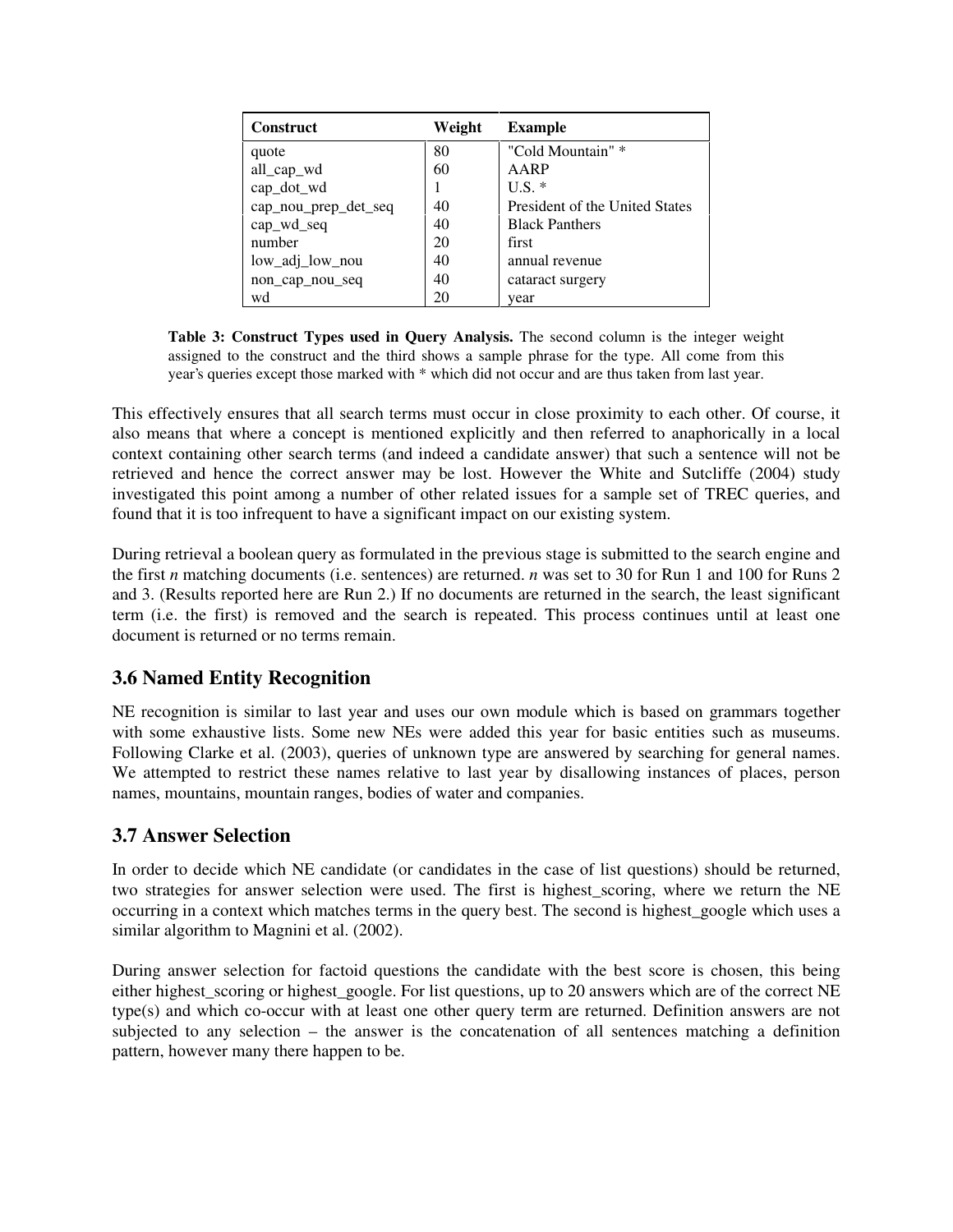| Construct | Weight | Example |
|---|---|---|
| quote | 80 | "Cold Mountain" * |
| all_cap_wd | 60 | AARP |
| cap_dot_wd | 1 | U.S. * |
| cap_nou_prep_det_seq | 40 | President of the United States |
| cap_wd_seq | 40 | Black Panthers |
| number | 20 | first |
| low_adj_low_nou | 40 | annual revenue |
| non_cap_nou_seq | 40 | cataract surgery |
| wd | 20 | year |

**Table 3: Construct Types used in Query Analysis.** The second column is the integer weight assigned to the construct and the third shows a sample phrase for the type. All come from this year's queries except those marked with * which did not occur and are thus taken from last year.

This effectively ensures that all search terms must occur in close proximity to each other. Of course, it also means that where a concept is mentioned explicitly and then referred to anaphorically in a local context containing other search terms (and indeed a candidate answer) that such a sentence will not be retrieved and hence the correct answer may be lost. However the White and Sutcliffe (2004) study investigated this point among a number of other related issues for a sample set of TREC queries, and found that it is too infrequent to have a significant impact on our existing system.

During retrieval a boolean query as formulated in the previous stage is submitted to the search engine and the first *n* matching documents (i.e. sentences) are returned. *n* was set to 30 for Run 1 and 100 for Runs 2 and 3. (Results reported here are Run 2.) If no documents are returned in the search, the least significant term (i.e. the first) is removed and the search is repeated. This process continues until at least one document is returned or no terms remain.

## 3.6 Named Entity Recognition

NE recognition is similar to last year and uses our own module which is based on grammars together with some exhaustive lists. Some new NEs were added this year for basic entities such as museums. Following Clarke et al. (2003), queries of unknown type are answered by searching for general names. We attempted to restrict these names relative to last year by disallowing instances of places, person names, mountains, mountain ranges, bodies of water and companies.

## 3.7 Answer Selection

In order to decide which NE candidate (or candidates in the case of list questions) should be returned, two strategies for answer selection were used. The first is highest_scoring, where we return the NE occurring in a context which matches terms in the query best. The second is highest_google which uses a similar algorithm to Magnini et al. (2002).

During answer selection for factoid questions the candidate with the best score is chosen, this being either highest_scoring or highest_google. For list questions, up to 20 answers which are of the correct NE type(s) and which co-occur with at least one other query term are returned. Definition answers are not subjected to any selection – the answer is the concatenation of all sentences matching a definition pattern, however many there happen to be.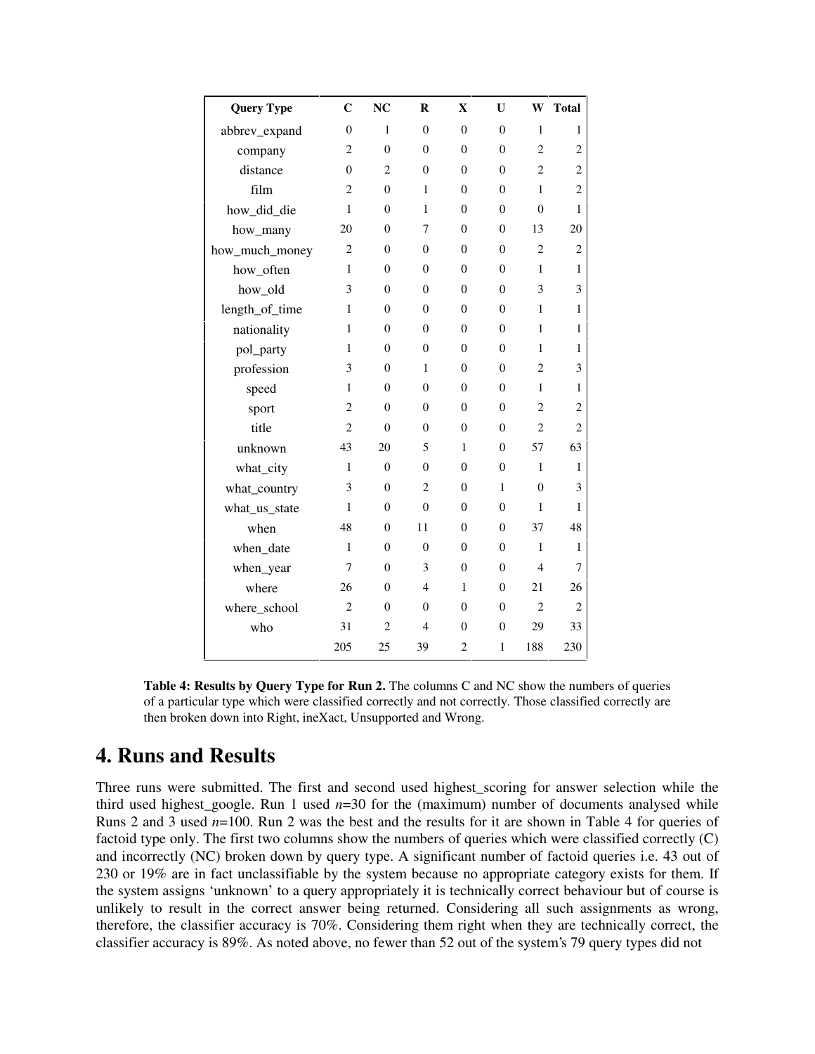| Query Type | C | NC | R | X | U | W | Total |
|---|---|---|---|---|---|---|---|
| abbrev_expand | 0 | 1 | 0 | 0 | 0 | 1 | 1 |
| company | 2 | 0 | 0 | 0 | 0 | 2 | 2 |
| distance | 0 | 2 | 0 | 0 | 0 | 2 | 2 |
| film | 2 | 0 | 1 | 0 | 0 | 1 | 2 |
| how_did_die | 1 | 0 | 1 | 0 | 0 | 0 | 1 |
| how_many | 20 | 0 | 7 | 0 | 0 | 13 | 20 |
| how_much_money | 2 | 0 | 0 | 0 | 0 | 2 | 2 |
| how_often | 1 | 0 | 0 | 0 | 0 | 1 | 1 |
| how_old | 3 | 0 | 0 | 0 | 0 | 3 | 3 |
| length_of_time | 1 | 0 | 0 | 0 | 0 | 1 | 1 |
| nationality | 1 | 0 | 0 | 0 | 0 | 1 | 1 |
| pol_party | 1 | 0 | 0 | 0 | 0 | 1 | 1 |
| profession | 3 | 0 | 1 | 0 | 0 | 2 | 3 |
| speed | 1 | 0 | 0 | 0 | 0 | 1 | 1 |
| sport | 2 | 0 | 0 | 0 | 0 | 2 | 2 |
| title | 2 | 0 | 0 | 0 | 0 | 2 | 2 |
| unknown | 43 | 20 | 5 | 1 | 0 | 57 | 63 |
| what_city | 1 | 0 | 0 | 0 | 0 | 1 | 1 |
| what_country | 3 | 0 | 2 | 0 | 1 | 0 | 3 |
| what_us_state | 1 | 0 | 0 | 0 | 0 | 1 | 1 |
| when | 48 | 0 | 11 | 0 | 0 | 37 | 48 |
| when_date | 1 | 0 | 0 | 0 | 0 | 1 | 1 |
| when_year | 7 | 0 | 3 | 0 | 0 | 4 | 7 |
| where | 26 | 0 | 4 | 1 | 0 | 21 | 26 |
| where_school | 2 | 0 | 0 | 0 | 0 | 2 | 2 |
| who | 31 | 2 | 4 | 0 | 0 | 29 | 33 |
| | 205 | 25 | 39 | 2 | 1 | 188 | 230 |

**Table 4: Results by Query Type for Run 2.** The columns C and NC show the numbers of queries of a particular type which were classified correctly and not correctly. Those classified correctly are then broken down into Right, ineXact, Unsupported and Wrong.

# 4. Runs and Results

Three runs were submitted. The first and second used highest_scoring for answer selection while the third used highest_google. Run 1 used $n$=30 for the (maximum) number of documents analysed while Runs 2 and 3 used $n$=100. Run 2 was the best and the results for it are shown in Table 4 for queries of factoid type only. The first two columns show the numbers of queries which were classified correctly (C) and incorrectly (NC) broken down by query type. A significant number of factoid queries i.e. 43 out of 230 or 19% are in fact unclassifiable by the system because no appropriate category exists for them. If the system assigns 'unknown' to a query appropriately it is technically correct behaviour but of course is unlikely to result in the correct answer being returned. Considering all such assignments as wrong, therefore, the classifier accuracy is 70%. Considering them right when they are technically correct, the classifier accuracy is 89%. As noted above, no fewer than 52 out of the system's 79 query types did not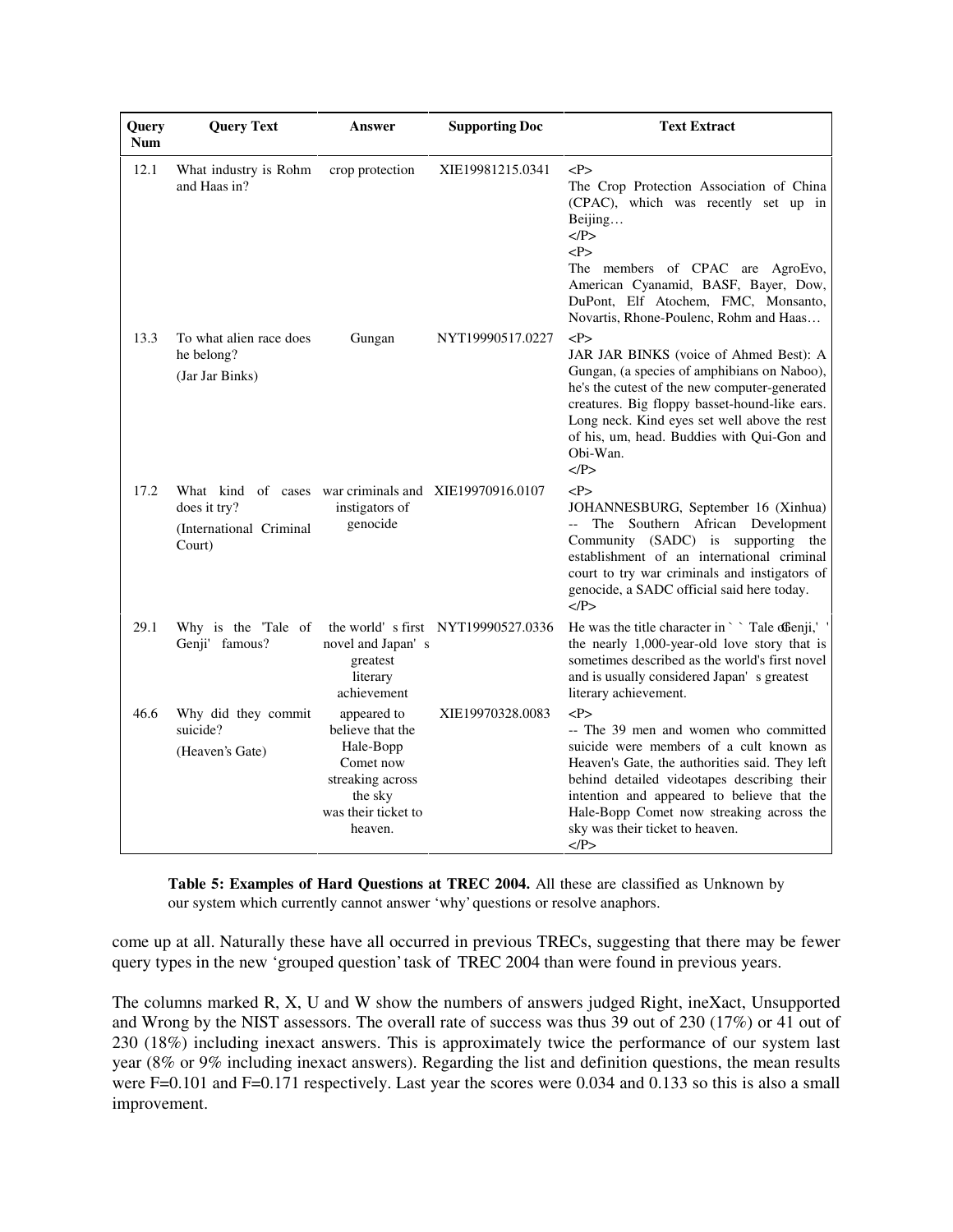| Query Num | Query Text | Answer | Supporting Doc | Text Extract |
|---|---|---|---|---|
| 12.1 | What industry is Rohm and Haas in? | crop protection | XIE19981215.0341 | <P> The Crop Protection Association of China (CPAC), which was recently set up in Beijing… </P> <P> The members of CPAC are AgroEvo, American Cyanamid, BASF, Bayer, Dow, DuPont, Elf Atochem, FMC, Monsanto, Novartis, Rhone-Poulenc, Rohm and Haas… |
| 13.3 | To what alien race does he belong? (Jar Jar Binks) | Gungan | NYT19990517.0227 | <P> JAR JAR BINKS (voice of Ahmed Best): A Gungan, (a species of amphibians on Naboo), he's the cutest of the new computer-generated creatures. Big floppy basset-hound-like ears. Long neck. Kind eyes set well above the rest of his, um, head. Buddies with Qui-Gon and Obi-Wan. </P> |
| 17.2 | What kind of cases does it try? (International Criminal Court) | war criminals and instigators of genocide | XIE19970916.0107 | <P> JOHANNESBURG, September 16 (Xinhua) -- The Southern African Development Community (SADC) is supporting the establishment of an international criminal court to try war criminals and instigators of genocide, a SADC official said here today. </P> |
| 29.1 | Why is the 'Tale of Genji' famous? | the world' s first novel and Japan' s greatest literary achievement | NYT19990527.0336 | He was the title character in ` ` Tale of Genji,' ' the nearly 1,000-year-old love story that is sometimes described as the world's first novel and is usually considered Japan' s greatest literary achievement. |
| 46.6 | Why did they commit suicide? (Heaven's Gate) | appeared to believe that the Hale-Bopp Comet now streaking across the sky was their ticket to heaven. | XIE19970328.0083 | <P> -- The 39 men and women who committed suicide were members of a cult known as Heaven's Gate, the authorities said. They left behind detailed videotapes describing their intention and appeared to believe that the Hale-Bopp Comet now streaking across the sky was their ticket to heaven. </P> |

**Table 5: Examples of Hard Questions at TREC 2004.** All these are classified as Unknown by our system which currently cannot answer 'why' questions or resolve anaphors.

come up at all. Naturally these have all occurred in previous TRECs, suggesting that there may be fewer query types in the new 'grouped question' task of TREC 2004 than were found in previous years.

The columns marked R, X, U and W show the numbers of answers judged Right, ineXact, Unsupported and Wrong by the NIST assessors. The overall rate of success was thus 39 out of 230 (17%) or 41 out of 230 (18%) including inexact answers. This is approximately twice the performance of our system last year (8% or 9% including inexact answers). Regarding the list and definition questions, the mean results were F=0.101 and F=0.171 respectively. Last year the scores were 0.034 and 0.133 so this is also a small improvement.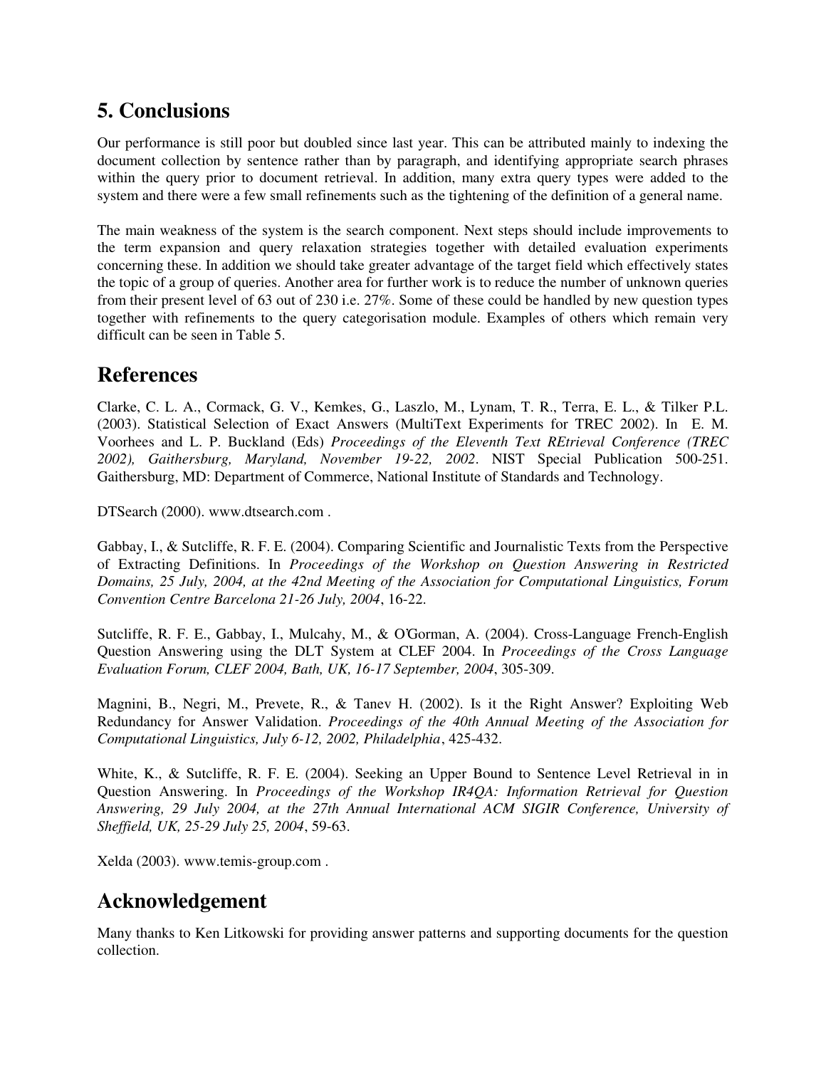## 5. Conclusions

Our performance is still poor but doubled since last year. This can be attributed mainly to indexing the document collection by sentence rather than by paragraph, and identifying appropriate search phrases within the query prior to document retrieval. In addition, many extra query types were added to the system and there were a few small refinements such as the tightening of the definition of a general name.

The main weakness of the system is the search component. Next steps should include improvements to the term expansion and query relaxation strategies together with detailed evaluation experiments concerning these. In addition we should take greater advantage of the target field which effectively states the topic of a group of queries. Another area for further work is to reduce the number of unknown queries from their present level of 63 out of 230 i.e. 27%. Some of these could be handled by new question types together with refinements to the query categorisation module. Examples of others which remain very difficult can be seen in Table 5.

## References

Clarke, C. L. A., Cormack, G. V., Kemkes, G., Laszlo, M., Lynam, T. R., Terra, E. L., & Tilker P.L. (2003). Statistical Selection of Exact Answers (MultiText Experiments for TREC 2002). In E. M. Voorhees and L. P. Buckland (Eds) *Proceedings of the Eleventh Text REtrieval Conference (TREC 2002), Gaithersburg, Maryland, November 19-22, 2002*. NIST Special Publication 500-251. Gaithersburg, MD: Department of Commerce, National Institute of Standards and Technology.

DTSearch (2000). www.dtsearch.com .

Gabbay, I., & Sutcliffe, R. F. E. (2004). Comparing Scientific and Journalistic Texts from the Perspective of Extracting Definitions. In *Proceedings of the Workshop on Question Answering in Restricted Domains, 25 July, 2004, at the 42nd Meeting of the Association for Computational Linguistics, Forum Convention Centre Barcelona 21-26 July, 2004*, 16-22.

Sutcliffe, R. F. E., Gabbay, I., Mulcahy, M., & O'Gorman, A. (2004). Cross-Language French-English Question Answering using the DLT System at CLEF 2004. In *Proceedings of the Cross Language Evaluation Forum, CLEF 2004, Bath, UK, 16-17 September, 2004*, 305-309.

Magnini, B., Negri, M., Prevete, R., & Tanev H. (2002). Is it the Right Answer? Exploiting Web Redundancy for Answer Validation. *Proceedings of the 40th Annual Meeting of the Association for Computational Linguistics, July 6-12, 2002, Philadelphia*, 425-432.

White, K., & Sutcliffe, R. F. E. (2004). Seeking an Upper Bound to Sentence Level Retrieval in in Question Answering. In *Proceedings of the Workshop IR4QA: Information Retrieval for Question Answering, 29 July 2004, at the 27th Annual International ACM SIGIR Conference, University of Sheffield, UK, 25-29 July 25, 2004*, 59-63.

Xelda (2003). www.temis-group.com .

## Acknowledgement

Many thanks to Ken Litkowski for providing answer patterns and supporting documents for the question collection.